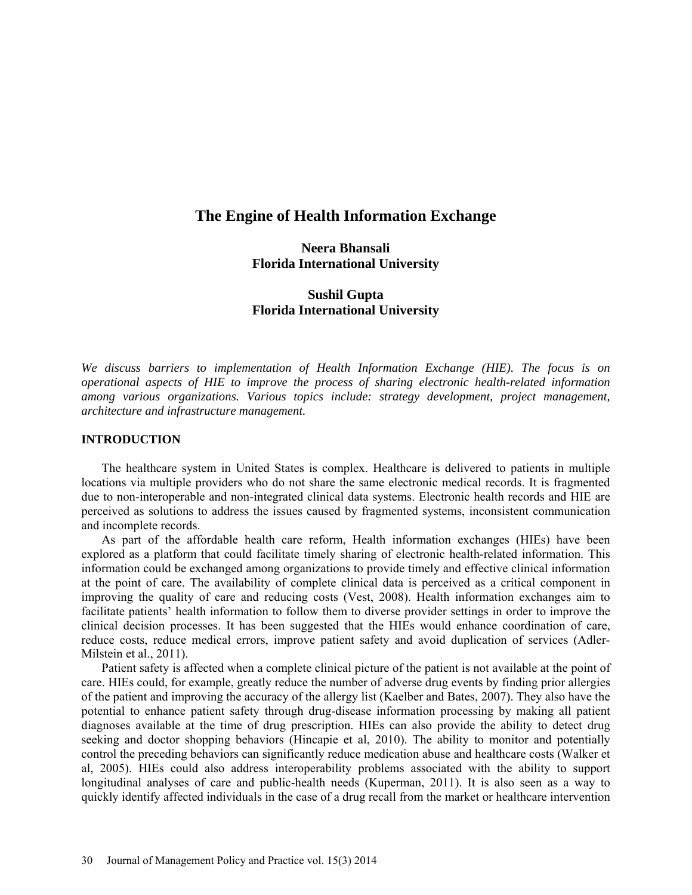# The Engine of Health Information Exchange

**Neera Bhansali**
**Florida International University**

**Sushil Gupta**
**Florida International University**

*We discuss barriers to implementation of Health Information Exchange (HIE). The focus is on operational aspects of HIE to improve the process of sharing electronic health-related information among various organizations. Various topics include: strategy development, project management, architecture and infrastructure management.*

## INTRODUCTION

The healthcare system in United States is complex. Healthcare is delivered to patients in multiple locations via multiple providers who do not share the same electronic medical records. It is fragmented due to non-interoperable and non-integrated clinical data systems. Electronic health records and HIE are perceived as solutions to address the issues caused by fragmented systems, inconsistent communication and incomplete records.

As part of the affordable health care reform, Health information exchanges (HIEs) have been explored as a platform that could facilitate timely sharing of electronic health-related information. This information could be exchanged among organizations to provide timely and effective clinical information at the point of care. The availability of complete clinical data is perceived as a critical component in improving the quality of care and reducing costs (Vest, 2008). Health information exchanges aim to facilitate patients' health information to follow them to diverse provider settings in order to improve the clinical decision processes. It has been suggested that the HIEs would enhance coordination of care, reduce costs, reduce medical errors, improve patient safety and avoid duplication of services (Adler-Milstein et al., 2011).

Patient safety is affected when a complete clinical picture of the patient is not available at the point of care. HIEs could, for example, greatly reduce the number of adverse drug events by finding prior allergies of the patient and improving the accuracy of the allergy list (Kaelber and Bates, 2007). They also have the potential to enhance patient safety through drug-disease information processing by making all patient diagnoses available at the time of drug prescription. HIEs can also provide the ability to detect drug seeking and doctor shopping behaviors (Hincapie et al, 2010). The ability to monitor and potentially control the preceding behaviors can significantly reduce medication abuse and healthcare costs (Walker et al, 2005). HIEs could also address interoperability problems associated with the ability to support longitudinal analyses of care and public-health needs (Kuperman, 2011). It is also seen as a way to quickly identify affected individuals in the case of a drug recall from the market or healthcare intervention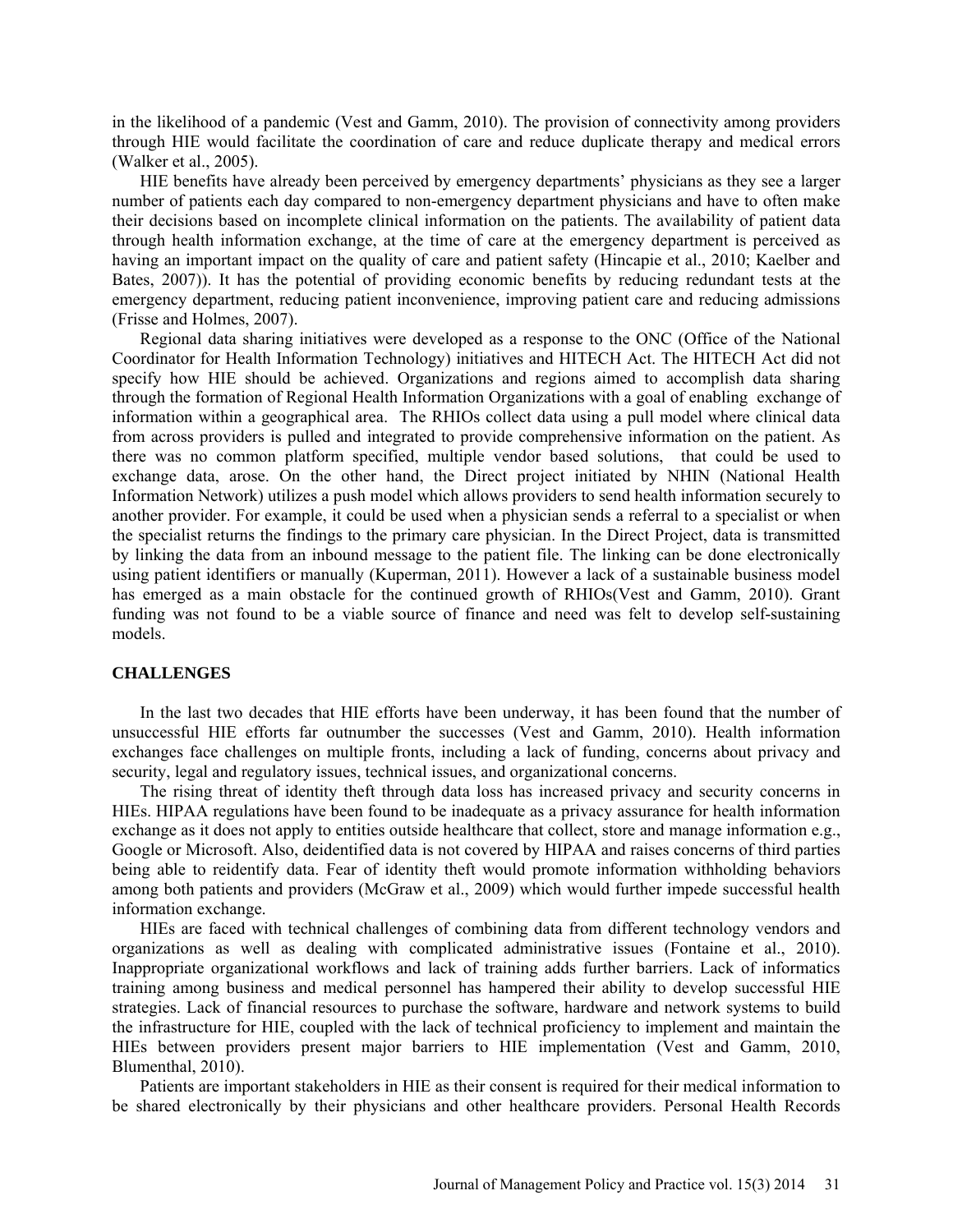in the likelihood of a pandemic (Vest and Gamm, 2010). The provision of connectivity among providers through HIE would facilitate the coordination of care and reduce duplicate therapy and medical errors (Walker et al., 2005).

HIE benefits have already been perceived by emergency departments' physicians as they see a larger number of patients each day compared to non-emergency department physicians and have to often make their decisions based on incomplete clinical information on the patients. The availability of patient data through health information exchange, at the time of care at the emergency department is perceived as having an important impact on the quality of care and patient safety (Hincapie et al., 2010; Kaelber and Bates, 2007)). It has the potential of providing economic benefits by reducing redundant tests at the emergency department, reducing patient inconvenience, improving patient care and reducing admissions (Frisse and Holmes, 2007).

Regional data sharing initiatives were developed as a response to the ONC (Office of the National Coordinator for Health Information Technology) initiatives and HITECH Act. The HITECH Act did not specify how HIE should be achieved. Organizations and regions aimed to accomplish data sharing through the formation of Regional Health Information Organizations with a goal of enabling exchange of information within a geographical area. The RHIOs collect data using a pull model where clinical data from across providers is pulled and integrated to provide comprehensive information on the patient. As there was no common platform specified, multiple vendor based solutions, that could be used to exchange data, arose. On the other hand, the Direct project initiated by NHIN (National Health Information Network) utilizes a push model which allows providers to send health information securely to another provider. For example, it could be used when a physician sends a referral to a specialist or when the specialist returns the findings to the primary care physician. In the Direct Project, data is transmitted by linking the data from an inbound message to the patient file. The linking can be done electronically using patient identifiers or manually (Kuperman, 2011). However a lack of a sustainable business model has emerged as a main obstacle for the continued growth of RHIOs(Vest and Gamm, 2010). Grant funding was not found to be a viable source of finance and need was felt to develop self-sustaining models.

## CHALLENGES

In the last two decades that HIE efforts have been underway, it has been found that the number of unsuccessful HIE efforts far outnumber the successes (Vest and Gamm, 2010). Health information exchanges face challenges on multiple fronts, including a lack of funding, concerns about privacy and security, legal and regulatory issues, technical issues, and organizational concerns.

The rising threat of identity theft through data loss has increased privacy and security concerns in HIEs. HIPAA regulations have been found to be inadequate as a privacy assurance for health information exchange as it does not apply to entities outside healthcare that collect, store and manage information e.g., Google or Microsoft. Also, deidentified data is not covered by HIPAA and raises concerns of third parties being able to reidentify data. Fear of identity theft would promote information withholding behaviors among both patients and providers (McGraw et al., 2009) which would further impede successful health information exchange.

HIEs are faced with technical challenges of combining data from different technology vendors and organizations as well as dealing with complicated administrative issues (Fontaine et al., 2010). Inappropriate organizational workflows and lack of training adds further barriers. Lack of informatics training among business and medical personnel has hampered their ability to develop successful HIE strategies. Lack of financial resources to purchase the software, hardware and network systems to build the infrastructure for HIE, coupled with the lack of technical proficiency to implement and maintain the HIEs between providers present major barriers to HIE implementation (Vest and Gamm, 2010, Blumenthal, 2010).

Patients are important stakeholders in HIE as their consent is required for their medical information to be shared electronically by their physicians and other healthcare providers. Personal Health Records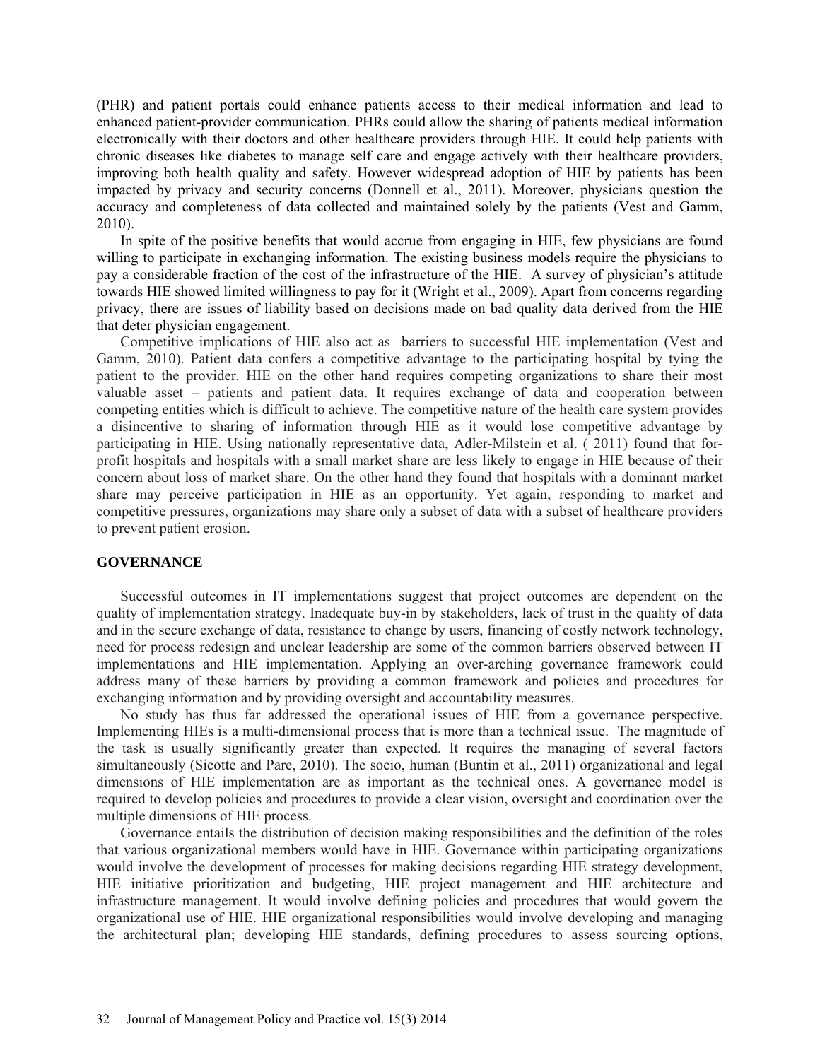(PHR) and patient portals could enhance patients access to their medical information and lead to enhanced patient-provider communication. PHRs could allow the sharing of patients medical information electronically with their doctors and other healthcare providers through HIE. It could help patients with chronic diseases like diabetes to manage self care and engage actively with their healthcare providers, improving both health quality and safety. However widespread adoption of HIE by patients has been impacted by privacy and security concerns (Donnell et al., 2011). Moreover, physicians question the accuracy and completeness of data collected and maintained solely by the patients (Vest and Gamm, 2010).

In spite of the positive benefits that would accrue from engaging in HIE, few physicians are found willing to participate in exchanging information. The existing business models require the physicians to pay a considerable fraction of the cost of the infrastructure of the HIE. A survey of physician's attitude towards HIE showed limited willingness to pay for it (Wright et al., 2009). Apart from concerns regarding privacy, there are issues of liability based on decisions made on bad quality data derived from the HIE that deter physician engagement.

Competitive implications of HIE also act as barriers to successful HIE implementation (Vest and Gamm, 2010). Patient data confers a competitive advantage to the participating hospital by tying the patient to the provider. HIE on the other hand requires competing organizations to share their most valuable asset – patients and patient data. It requires exchange of data and cooperation between competing entities which is difficult to achieve. The competitive nature of the health care system provides a disincentive to sharing of information through HIE as it would lose competitive advantage by participating in HIE. Using nationally representative data, Adler-Milstein et al. ( 2011) found that for-profit hospitals and hospitals with a small market share are less likely to engage in HIE because of their concern about loss of market share. On the other hand they found that hospitals with a dominant market share may perceive participation in HIE as an opportunity. Yet again, responding to market and competitive pressures, organizations may share only a subset of data with a subset of healthcare providers to prevent patient erosion.

## GOVERNANCE

Successful outcomes in IT implementations suggest that project outcomes are dependent on the quality of implementation strategy. Inadequate buy-in by stakeholders, lack of trust in the quality of data and in the secure exchange of data, resistance to change by users, financing of costly network technology, need for process redesign and unclear leadership are some of the common barriers observed between IT implementations and HIE implementation. Applying an over-arching governance framework could address many of these barriers by providing a common framework and policies and procedures for exchanging information and by providing oversight and accountability measures.

No study has thus far addressed the operational issues of HIE from a governance perspective. Implementing HIEs is a multi-dimensional process that is more than a technical issue. The magnitude of the task is usually significantly greater than expected. It requires the managing of several factors simultaneously (Sicotte and Pare, 2010). The socio, human (Buntin et al., 2011) organizational and legal dimensions of HIE implementation are as important as the technical ones. A governance model is required to develop policies and procedures to provide a clear vision, oversight and coordination over the multiple dimensions of HIE process.

Governance entails the distribution of decision making responsibilities and the definition of the roles that various organizational members would have in HIE. Governance within participating organizations would involve the development of processes for making decisions regarding HIE strategy development, HIE initiative prioritization and budgeting, HIE project management and HIE architecture and infrastructure management. It would involve defining policies and procedures that would govern the organizational use of HIE. HIE organizational responsibilities would involve developing and managing the architectural plan; developing HIE standards, defining procedures to assess sourcing options,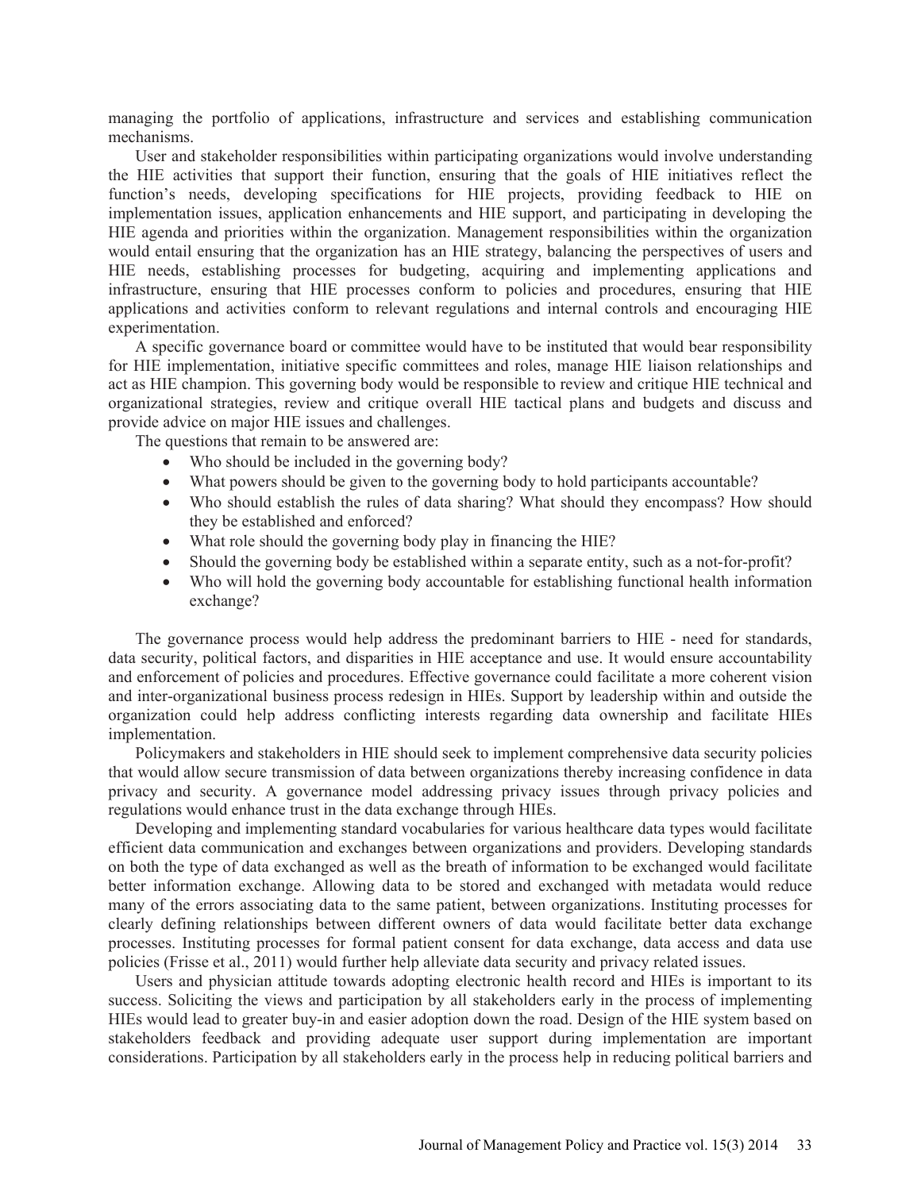managing the portfolio of applications, infrastructure and services and establishing communication mechanisms.

User and stakeholder responsibilities within participating organizations would involve understanding the HIE activities that support their function, ensuring that the goals of HIE initiatives reflect the function's needs, developing specifications for HIE projects, providing feedback to HIE on implementation issues, application enhancements and HIE support, and participating in developing the HIE agenda and priorities within the organization. Management responsibilities within the organization would entail ensuring that the organization has an HIE strategy, balancing the perspectives of users and HIE needs, establishing processes for budgeting, acquiring and implementing applications and infrastructure, ensuring that HIE processes conform to policies and procedures, ensuring that HIE applications and activities conform to relevant regulations and internal controls and encouraging HIE experimentation.

A specific governance board or committee would have to be instituted that would bear responsibility for HIE implementation, initiative specific committees and roles, manage HIE liaison relationships and act as HIE champion. This governing body would be responsible to review and critique HIE technical and organizational strategies, review and critique overall HIE tactical plans and budgets and discuss and provide advice on major HIE issues and challenges.

The questions that remain to be answered are:

- Who should be included in the governing body?
- What powers should be given to the governing body to hold participants accountable?
- Who should establish the rules of data sharing? What should they encompass? How should they be established and enforced?
- What role should the governing body play in financing the HIE?
- Should the governing body be established within a separate entity, such as a not-for-profit?
- Who will hold the governing body accountable for establishing functional health information exchange?

The governance process would help address the predominant barriers to HIE - need for standards, data security, political factors, and disparities in HIE acceptance and use. It would ensure accountability and enforcement of policies and procedures. Effective governance could facilitate a more coherent vision and inter-organizational business process redesign in HIEs. Support by leadership within and outside the organization could help address conflicting interests regarding data ownership and facilitate HIEs implementation.

Policymakers and stakeholders in HIE should seek to implement comprehensive data security policies that would allow secure transmission of data between organizations thereby increasing confidence in data privacy and security. A governance model addressing privacy issues through privacy policies and regulations would enhance trust in the data exchange through HIEs.

Developing and implementing standard vocabularies for various healthcare data types would facilitate efficient data communication and exchanges between organizations and providers. Developing standards on both the type of data exchanged as well as the breath of information to be exchanged would facilitate better information exchange. Allowing data to be stored and exchanged with metadata would reduce many of the errors associating data to the same patient, between organizations. Instituting processes for clearly defining relationships between different owners of data would facilitate better data exchange processes. Instituting processes for formal patient consent for data exchange, data access and data use policies (Frisse et al., 2011) would further help alleviate data security and privacy related issues.

Users and physician attitude towards adopting electronic health record and HIEs is important to its success. Soliciting the views and participation by all stakeholders early in the process of implementing HIEs would lead to greater buy-in and easier adoption down the road. Design of the HIE system based on stakeholders feedback and providing adequate user support during implementation are important considerations. Participation by all stakeholders early in the process help in reducing political barriers and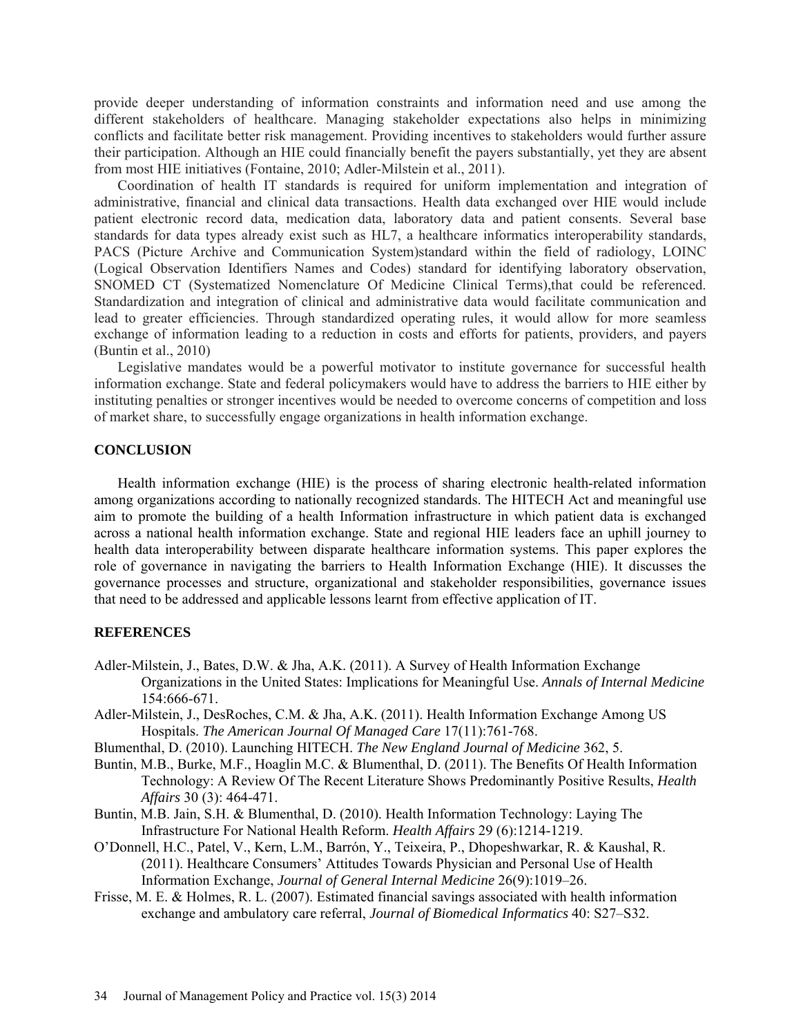provide deeper understanding of information constraints and information need and use among the different stakeholders of healthcare. Managing stakeholder expectations also helps in minimizing conflicts and facilitate better risk management. Providing incentives to stakeholders would further assure their participation. Although an HIE could financially benefit the payers substantially, yet they are absent from most HIE initiatives (Fontaine, 2010; Adler-Milstein et al., 2011).

Coordination of health IT standards is required for uniform implementation and integration of administrative, financial and clinical data transactions. Health data exchanged over HIE would include patient electronic record data, medication data, laboratory data and patient consents. Several base standards for data types already exist such as HL7, a healthcare informatics interoperability standards, PACS (Picture Archive and Communication System)standard within the field of radiology, LOINC (Logical Observation Identifiers Names and Codes) standard for identifying laboratory observation, SNOMED CT (Systematized Nomenclature Of Medicine Clinical Terms),that could be referenced. Standardization and integration of clinical and administrative data would facilitate communication and lead to greater efficiencies. Through standardized operating rules, it would allow for more seamless exchange of information leading to a reduction in costs and efforts for patients, providers, and payers (Buntin et al., 2010)

Legislative mandates would be a powerful motivator to institute governance for successful health information exchange. State and federal policymakers would have to address the barriers to HIE either by instituting penalties or stronger incentives would be needed to overcome concerns of competition and loss of market share, to successfully engage organizations in health information exchange.

## CONCLUSION

Health information exchange (HIE) is the process of sharing electronic health-related information among organizations according to nationally recognized standards. The HITECH Act and meaningful use aim to promote the building of a health Information infrastructure in which patient data is exchanged across a national health information exchange. State and regional HIE leaders face an uphill journey to health data interoperability between disparate healthcare information systems. This paper explores the role of governance in navigating the barriers to Health Information Exchange (HIE). It discusses the governance processes and structure, organizational and stakeholder responsibilities, governance issues that need to be addressed and applicable lessons learnt from effective application of IT.

## REFERENCES

Adler-Milstein, J., Bates, D.W. & Jha, A.K. (2011). A Survey of Health Information Exchange Organizations in the United States: Implications for Meaningful Use. *Annals of Internal Medicine* 154:666-671.

Adler-Milstein, J., DesRoches, C.M. & Jha, A.K. (2011). Health Information Exchange Among US Hospitals. *The American Journal Of Managed Care* 17(11):761-768.

Blumenthal, D. (2010). Launching HITECH. *The New England Journal of Medicine* 362, 5.

Buntin, M.B., Burke, M.F., Hoaglin M.C. & Blumenthal, D. (2011). The Benefits Of Health Information Technology: A Review Of The Recent Literature Shows Predominantly Positive Results, *Health Affairs* 30 (3): 464-471.

Buntin, M.B. Jain, S.H. & Blumenthal, D. (2010). Health Information Technology: Laying The Infrastructure For National Health Reform. *Health Affairs* 29 (6):1214-1219.

O'Donnell, H.C., Patel, V., Kern, L.M., Barrón, Y., Teixeira, P., Dhopeshwarkar, R. & Kaushal, R. (2011). Healthcare Consumers' Attitudes Towards Physician and Personal Use of Health Information Exchange, *Journal of General Internal Medicine* 26(9):1019–26.

Frisse, M. E. & Holmes, R. L. (2007). Estimated financial savings associated with health information exchange and ambulatory care referral, *Journal of Biomedical Informatics* 40: S27–S32.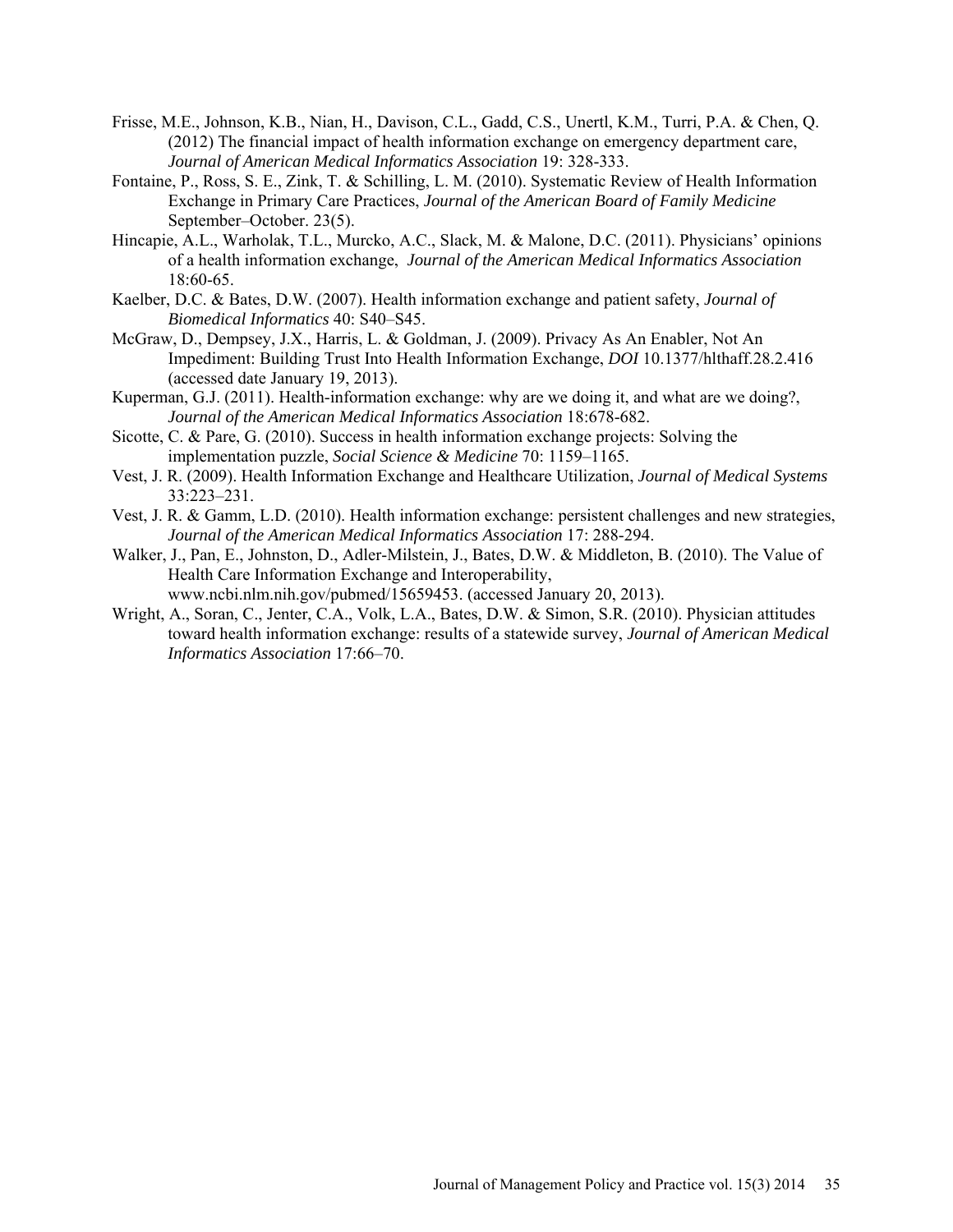Frisse, M.E., Johnson, K.B., Nian, H., Davison, C.L., Gadd, C.S., Unertl, K.M., Turri, P.A. & Chen, Q. (2012) The financial impact of health information exchange on emergency department care, *Journal of American Medical Informatics Association* 19: 328-333.

Fontaine, P., Ross, S. E., Zink, T. & Schilling, L. M. (2010). Systematic Review of Health Information Exchange in Primary Care Practices, *Journal of the American Board of Family Medicine* September–October. 23(5).

Hincapie, A.L., Warholak, T.L., Murcko, A.C., Slack, M. & Malone, D.C. (2011). Physicians' opinions of a health information exchange, *Journal of the American Medical Informatics Association* 18:60-65.

Kaelber, D.C. & Bates, D.W. (2007). Health information exchange and patient safety, *Journal of Biomedical Informatics* 40: S40–S45.

McGraw, D., Dempsey, J.X., Harris, L. & Goldman, J. (2009). Privacy As An Enabler, Not An Impediment: Building Trust Into Health Information Exchange, *DOI* 10.1377/hlthaff.28.2.416 (accessed date January 19, 2013).

Kuperman, G.J. (2011). Health-information exchange: why are we doing it, and what are we doing?, *Journal of the American Medical Informatics Association* 18:678-682.

Sicotte, C. & Pare, G. (2010). Success in health information exchange projects: Solving the implementation puzzle, *Social Science & Medicine* 70: 1159–1165.

Vest, J. R. (2009). Health Information Exchange and Healthcare Utilization, *Journal of Medical Systems* 33:223–231.

Vest, J. R. & Gamm, L.D. (2010). Health information exchange: persistent challenges and new strategies, *Journal of the American Medical Informatics Association* 17: 288-294.

Walker, J., Pan, E., Johnston, D., Adler-Milstein, J., Bates, D.W. & Middleton, B. (2010). The Value of Health Care Information Exchange and Interoperability, www.ncbi.nlm.nih.gov/pubmed/15659453. (accessed January 20, 2013).

Wright, A., Soran, C., Jenter, C.A., Volk, L.A., Bates, D.W. & Simon, S.R. (2010). Physician attitudes toward health information exchange: results of a statewide survey, *Journal of American Medical Informatics Association* 17:66–70.